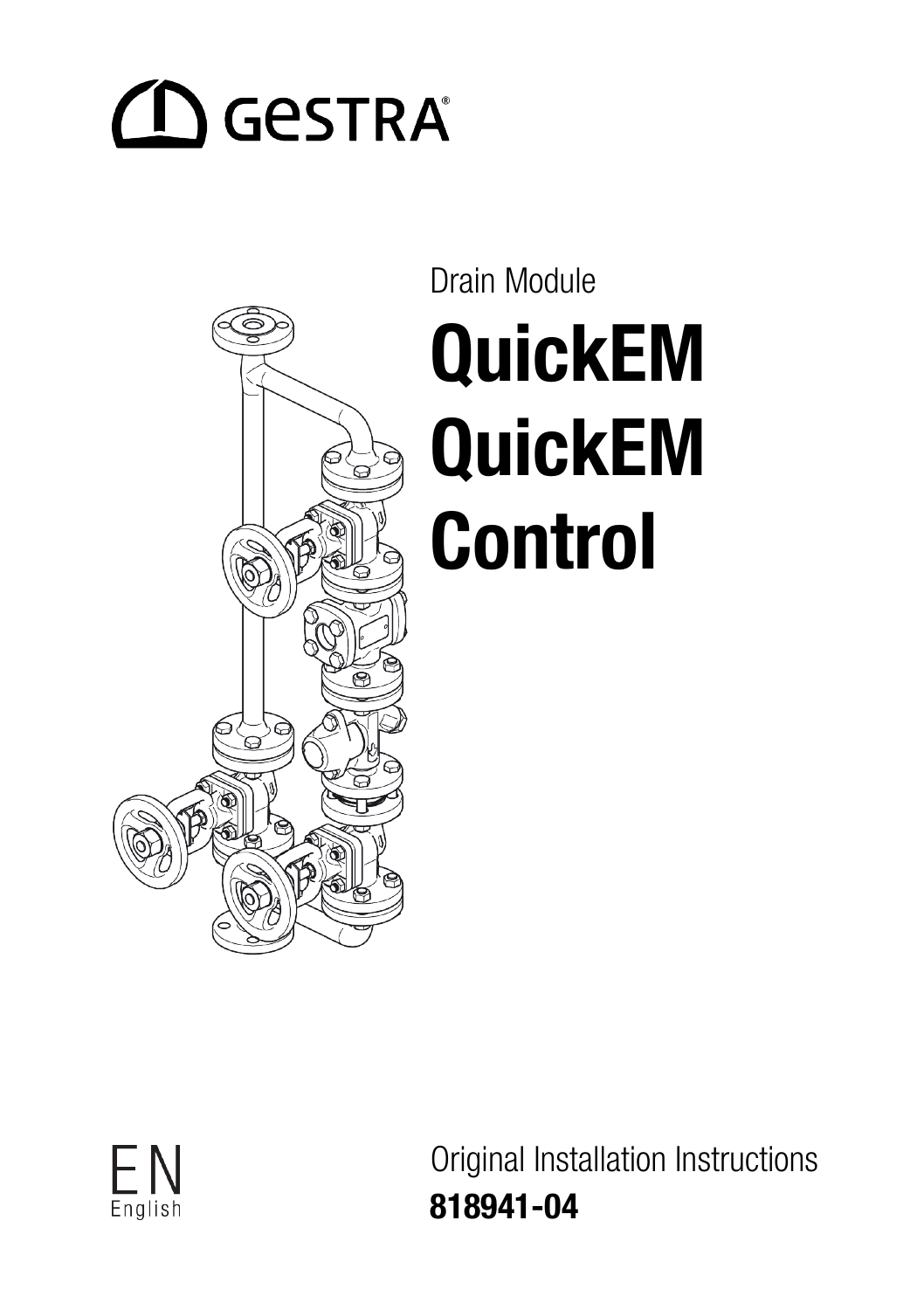GESTRA

Drain Module

# QuickEM
# QuickEM Control

EN
English

Original Installation Instructions

**818941-04**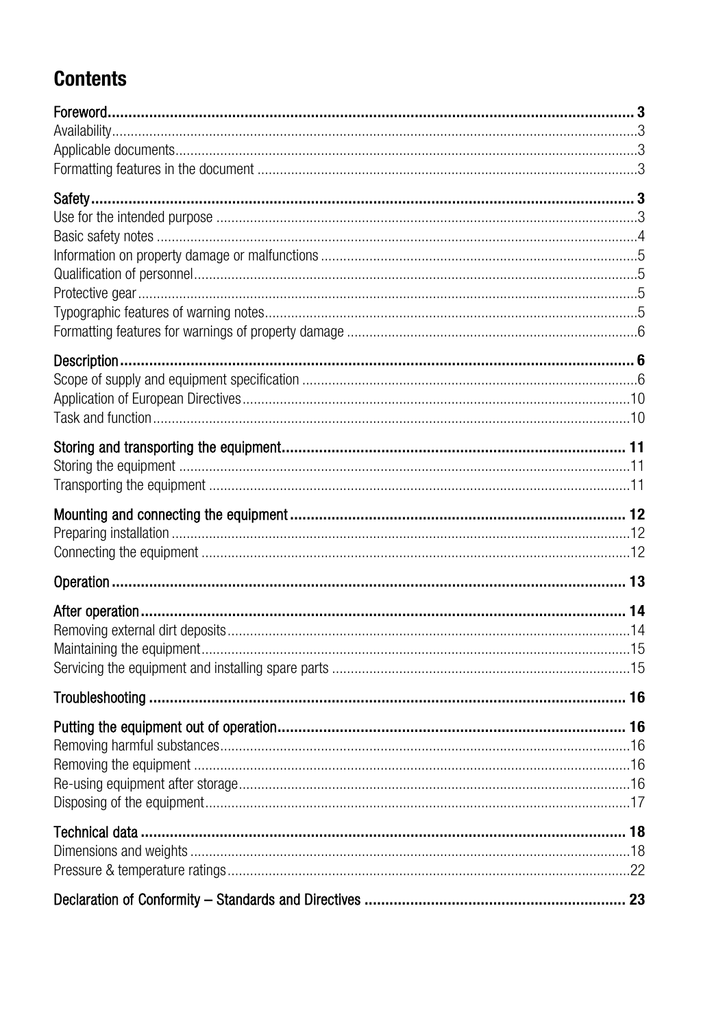# Contents

**Foreword ..... 3**
Availability ..... 3
Applicable documents ..... 3
Formatting features in the document ..... 3

**Safety ..... 3**
Use for the intended purpose ..... 3
Basic safety notes ..... 4
Information on property damage or malfunctions ..... 5
Qualification of personnel ..... 5
Protective gear ..... 5
Typographic features of warning notes ..... 5
Formatting features for warnings of property damage ..... 6

**Description ..... 6**
Scope of supply and equipment specification ..... 6
Application of European Directives ..... 10
Task and function ..... 10

**Storing and transporting the equipment ..... 11**
Storing the equipment ..... 11
Transporting the equipment ..... 11

**Mounting and connecting the equipment ..... 12**
Preparing installation ..... 12
Connecting the equipment ..... 12

**Operation ..... 13**

**After operation ..... 14**
Removing external dirt deposits ..... 14
Maintaining the equipment ..... 15
Servicing the equipment and installing spare parts ..... 15

**Troubleshooting ..... 16**

**Putting the equipment out of operation ..... 16**
Removing harmful substances ..... 16
Removing the equipment ..... 16
Re-using equipment after storage ..... 16
Disposing of the equipment ..... 17

**Technical data ..... 18**
Dimensions and weights ..... 18
Pressure & temperature ratings ..... 22

**Declaration of Conformity – Standards and Directives ..... 23**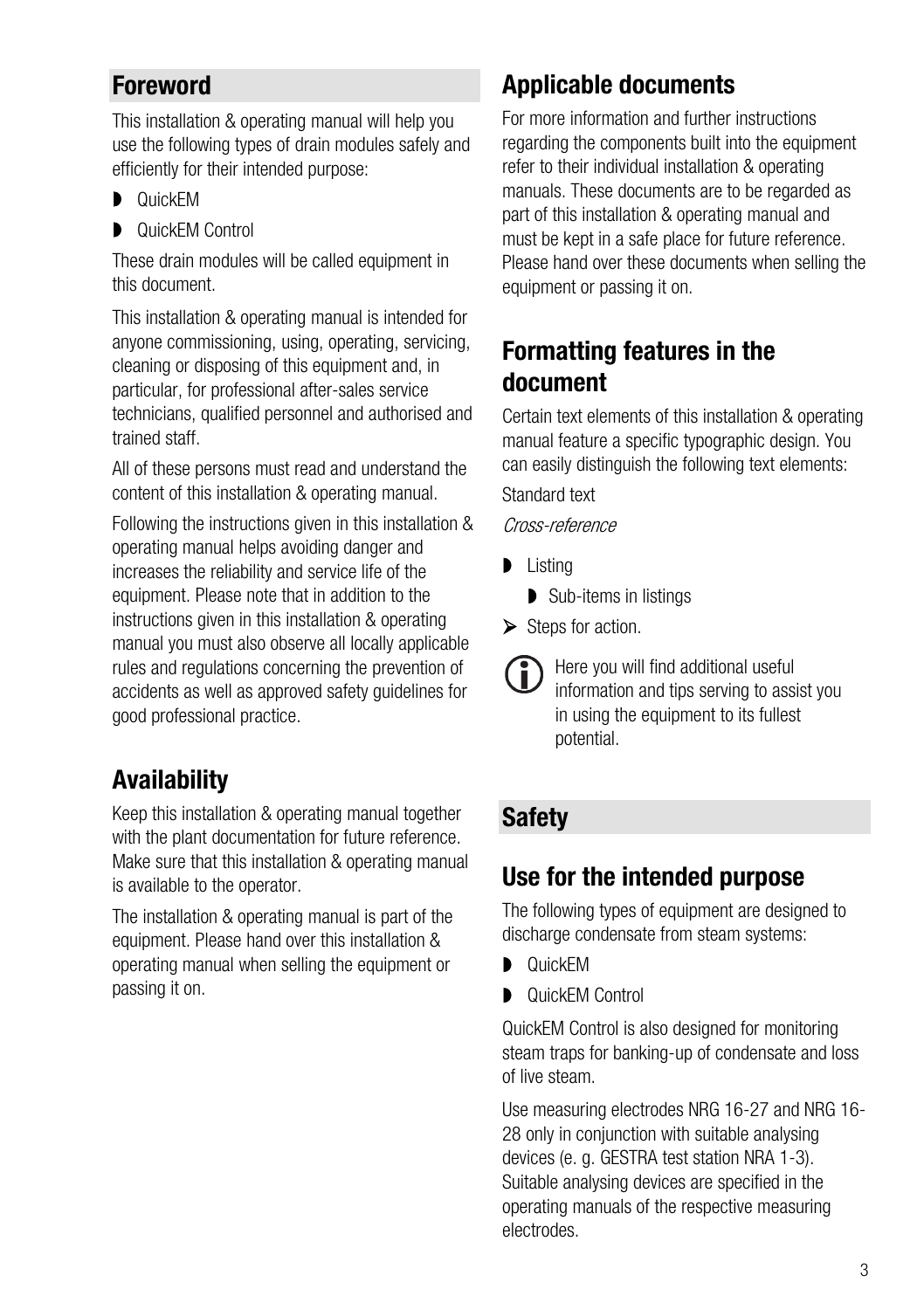# Foreword

This installation & operating manual will help you use the following types of drain modules safely and efficiently for their intended purpose:

- QuickEM
- QuickEM Control

These drain modules will be called equipment in this document.

This installation & operating manual is intended for anyone commissioning, using, operating, servicing, cleaning or disposing of this equipment and, in particular, for professional after-sales service technicians, qualified personnel and authorised and trained staff.

All of these persons must read and understand the content of this installation & operating manual.

Following the instructions given in this installation & operating manual helps avoiding danger and increases the reliability and service life of the equipment. Please note that in addition to the instructions given in this installation & operating manual you must also observe all locally applicable rules and regulations concerning the prevention of accidents as well as approved safety guidelines for good professional practice.

## Availability

Keep this installation & operating manual together with the plant documentation for future reference. Make sure that this installation & operating manual is available to the operator.

The installation & operating manual is part of the equipment. Please hand over this installation & operating manual when selling the equipment or passing it on.

## Applicable documents

For more information and further instructions regarding the components built into the equipment refer to their individual installation & operating manuals. These documents are to be regarded as part of this installation & operating manual and must be kept in a safe place for future reference. Please hand over these documents when selling the equipment or passing it on.

## Formatting features in the document

Certain text elements of this installation & operating manual feature a specific typographic design. You can easily distinguish the following text elements:

Standard text

*Cross-reference*

- Listing
  - Sub-items in listings

➢ Steps for action.

ⓘ Here you will find additional useful information and tips serving to assist you in using the equipment to its fullest potential.

# Safety

## Use for the intended purpose

The following types of equipment are designed to discharge condensate from steam systems:

- QuickEM
- QuickEM Control

QuickEM Control is also designed for monitoring steam traps for banking-up of condensate and loss of live steam.

Use measuring electrodes NRG 16-27 and NRG 16-28 only in conjunction with suitable analysing devices (e. g. GESTRA test station NRA 1-3). Suitable analysing devices are specified in the operating manuals of the respective measuring electrodes.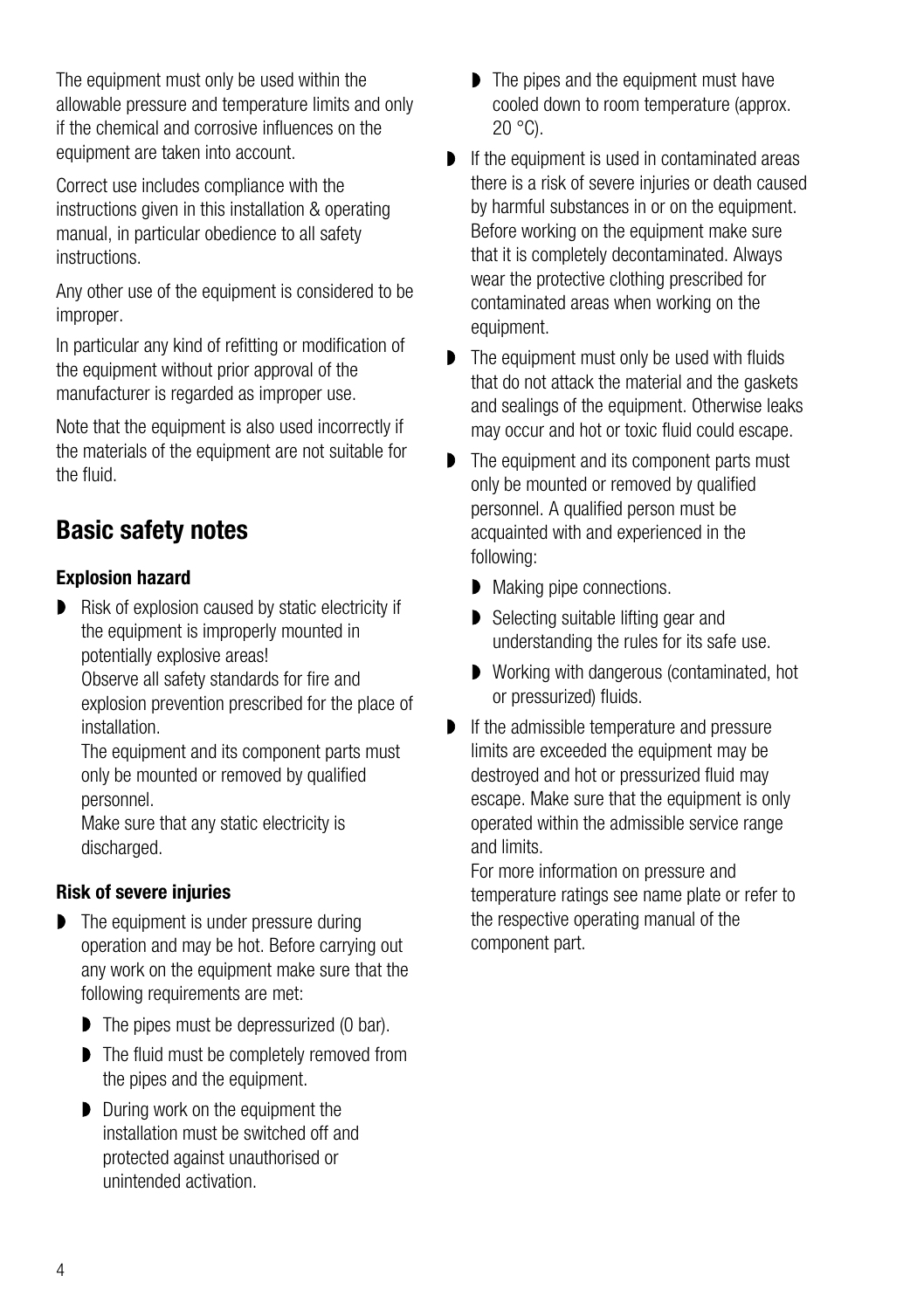The equipment must only be used within the allowable pressure and temperature limits and only if the chemical and corrosive influences on the equipment are taken into account.

Correct use includes compliance with the instructions given in this installation & operating manual, in particular obedience to all safety instructions.

Any other use of the equipment is considered to be improper.

In particular any kind of refitting or modification of the equipment without prior approval of the manufacturer is regarded as improper use.

Note that the equipment is also used incorrectly if the materials of the equipment are not suitable for the fluid.

## Basic safety notes

### Explosion hazard

- Risk of explosion caused by static electricity if the equipment is improperly mounted in potentially explosive areas!
  Observe all safety standards for fire and explosion prevention prescribed for the place of installation.
  The equipment and its component parts must only be mounted or removed by qualified personnel.
  Make sure that any static electricity is discharged.

### Risk of severe injuries

- The equipment is under pressure during operation and may be hot. Before carrying out any work on the equipment make sure that the following requirements are met:
  - The pipes must be depressurized (0 bar).
  - The fluid must be completely removed from the pipes and the equipment.
  - During work on the equipment the installation must be switched off and protected against unauthorised or unintended activation.
  - The pipes and the equipment must have cooled down to room temperature (approx. 20 °C).
- If the equipment is used in contaminated areas there is a risk of severe injuries or death caused by harmful substances in or on the equipment. Before working on the equipment make sure that it is completely decontaminated. Always wear the protective clothing prescribed for contaminated areas when working on the equipment.
- The equipment must only be used with fluids that do not attack the material and the gaskets and sealings of the equipment. Otherwise leaks may occur and hot or toxic fluid could escape.
- The equipment and its component parts must only be mounted or removed by qualified personnel. A qualified person must be acquainted with and experienced in the following:
  - Making pipe connections.
  - Selecting suitable lifting gear and understanding the rules for its safe use.
  - Working with dangerous (contaminated, hot or pressurized) fluids.
- If the admissible temperature and pressure limits are exceeded the equipment may be destroyed and hot or pressurized fluid may escape. Make sure that the equipment is only operated within the admissible service range and limits.
  For more information on pressure and temperature ratings see name plate or refer to the respective operating manual of the component part.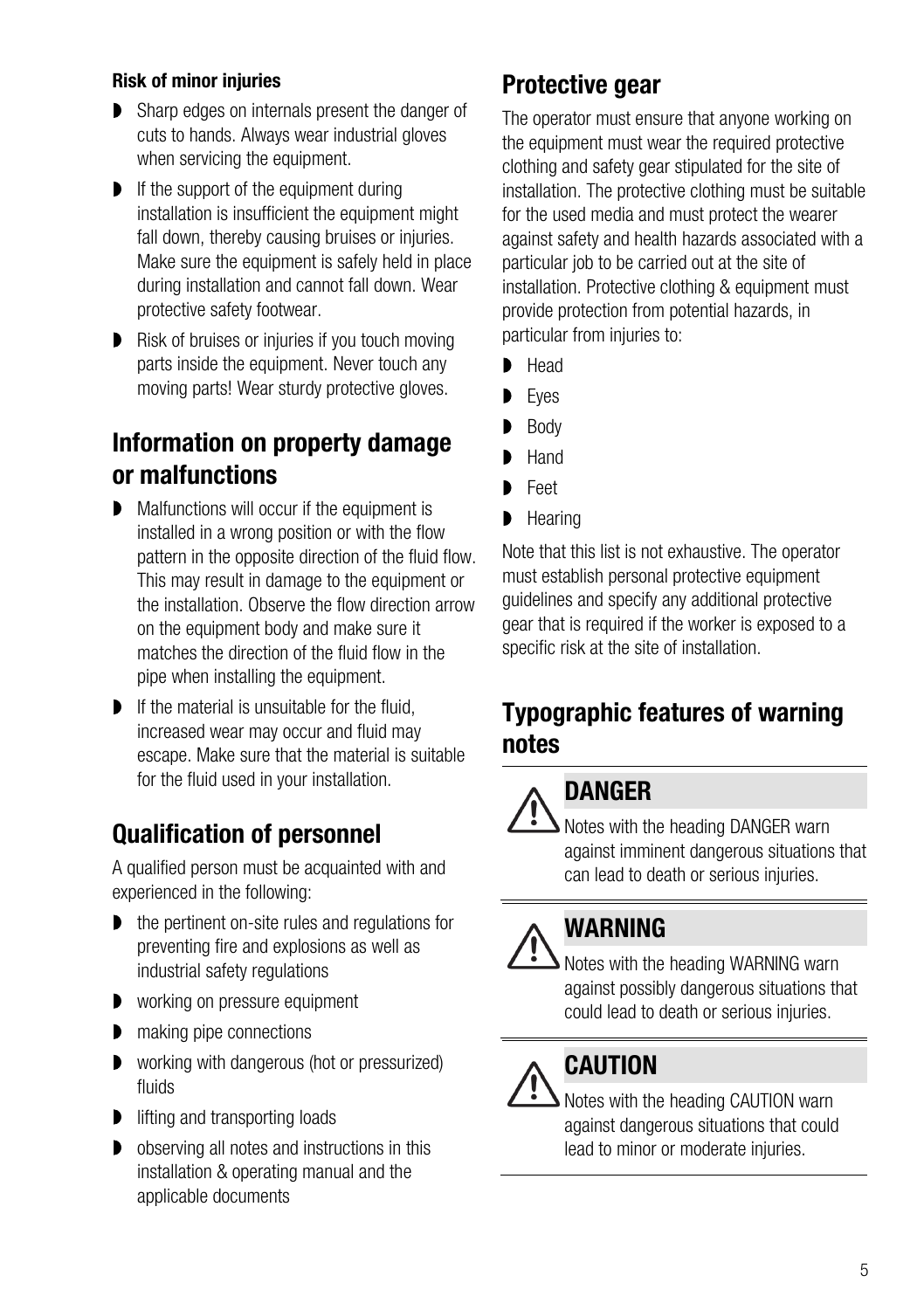**Risk of minor injuries**

- Sharp edges on internals present the danger of cuts to hands. Always wear industrial gloves when servicing the equipment.
- If the support of the equipment during installation is insufficient the equipment might fall down, thereby causing bruises or injuries. Make sure the equipment is safely held in place during installation and cannot fall down. Wear protective safety footwear.
- Risk of bruises or injuries if you touch moving parts inside the equipment. Never touch any moving parts! Wear sturdy protective gloves.

## Information on property damage or malfunctions

- Malfunctions will occur if the equipment is installed in a wrong position or with the flow pattern in the opposite direction of the fluid flow. This may result in damage to the equipment or the installation. Observe the flow direction arrow on the equipment body and make sure it matches the direction of the fluid flow in the pipe when installing the equipment.
- If the material is unsuitable for the fluid, increased wear may occur and fluid may escape. Make sure that the material is suitable for the fluid used in your installation.

## Qualification of personnel

A qualified person must be acquainted with and experienced in the following:

- the pertinent on-site rules and regulations for preventing fire and explosions as well as industrial safety regulations
- working on pressure equipment
- making pipe connections
- working with dangerous (hot or pressurized) fluids
- lifting and transporting loads
- observing all notes and instructions in this installation & operating manual and the applicable documents

## Protective gear

The operator must ensure that anyone working on the equipment must wear the required protective clothing and safety gear stipulated for the site of installation. The protective clothing must be suitable for the used media and must protect the wearer against safety and health hazards associated with a particular job to be carried out at the site of installation. Protective clothing & equipment must provide protection from potential hazards, in particular from injuries to:

- Head
- Eyes
- Body
- Hand
- Feet
- Hearing

Note that this list is not exhaustive. The operator must establish personal protective equipment guidelines and specify any additional protective gear that is required if the worker is exposed to a specific risk at the site of installation.

## Typographic features of warning notes

### DANGER

Notes with the heading DANGER warn against imminent dangerous situations that can lead to death or serious injuries.

### WARNING

Notes with the heading WARNING warn against possibly dangerous situations that could lead to death or serious injuries.

### CAUTION

Notes with the heading CAUTION warn against dangerous situations that could lead to minor or moderate injuries.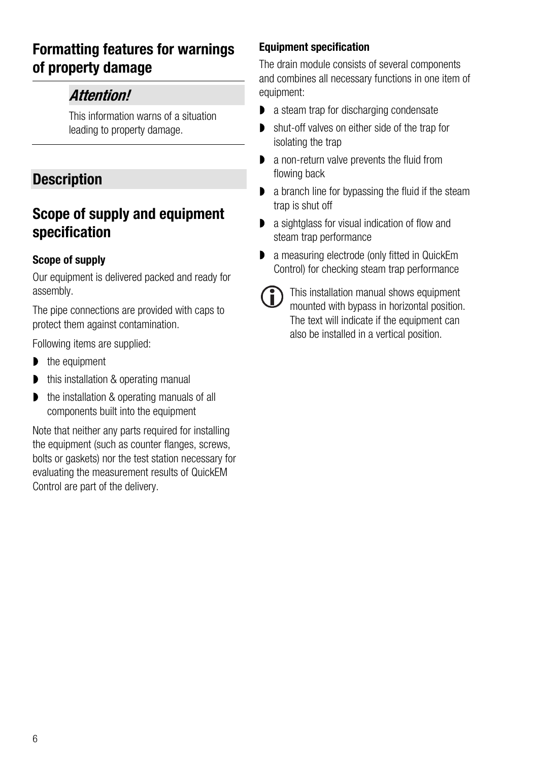## Formatting features for warnings of property damage

### *Attention!*

This information warns of a situation leading to property damage.

# Description

## Scope of supply and equipment specification

**Scope of supply**

Our equipment is delivered packed and ready for assembly.

The pipe connections are provided with caps to protect them against contamination.

Following items are supplied:

- the equipment
- this installation & operating manual
- the installation & operating manuals of all components built into the equipment

Note that neither any parts required for installing the equipment (such as counter flanges, screws, bolts or gaskets) nor the test station necessary for evaluating the measurement results of QuickEM Control are part of the delivery.

**Equipment specification**

The drain module consists of several components and combines all necessary functions in one item of equipment:

- a steam trap for discharging condensate
- shut-off valves on either side of the trap for isolating the trap
- a non-return valve prevents the fluid from flowing back
- a branch line for bypassing the fluid if the steam trap is shut off
- a sightglass for visual indication of flow and steam trap performance
- a measuring electrode (only fitted in QuickEm Control) for checking steam trap performance

This installation manual shows equipment mounted with bypass in horizontal position. The text will indicate if the equipment can also be installed in a vertical position.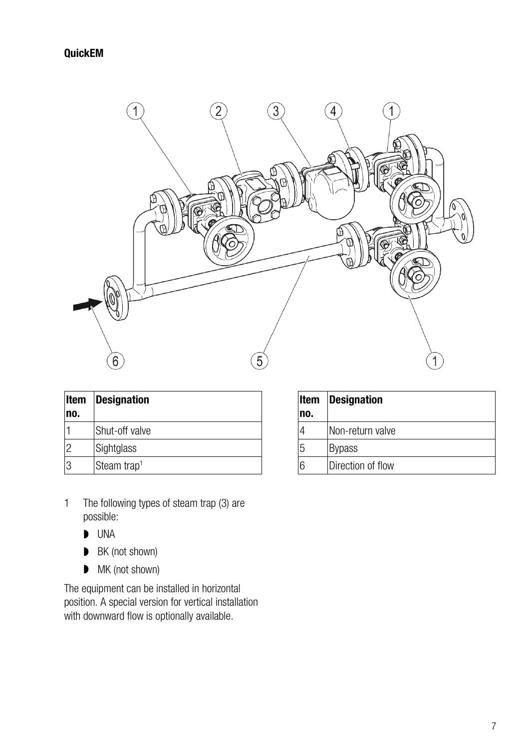**QuickEM**

| Item no. | Designation |
|---|---|
| 1 | Shut-off valve |
| 2 | Sightglass |
| 3 | Steam trap[1] |

| Item no. | Designation |
|---|---|
| 4 | Non-return valve |
| 5 | Bypass |
| 6 | Direction of flow |

1 The following types of steam trap (3) are possible:

- UNA
- BK (not shown)
- MK (not shown)

The equipment can be installed in horizontal position. A special version for vertical installation with downward flow is optionally available.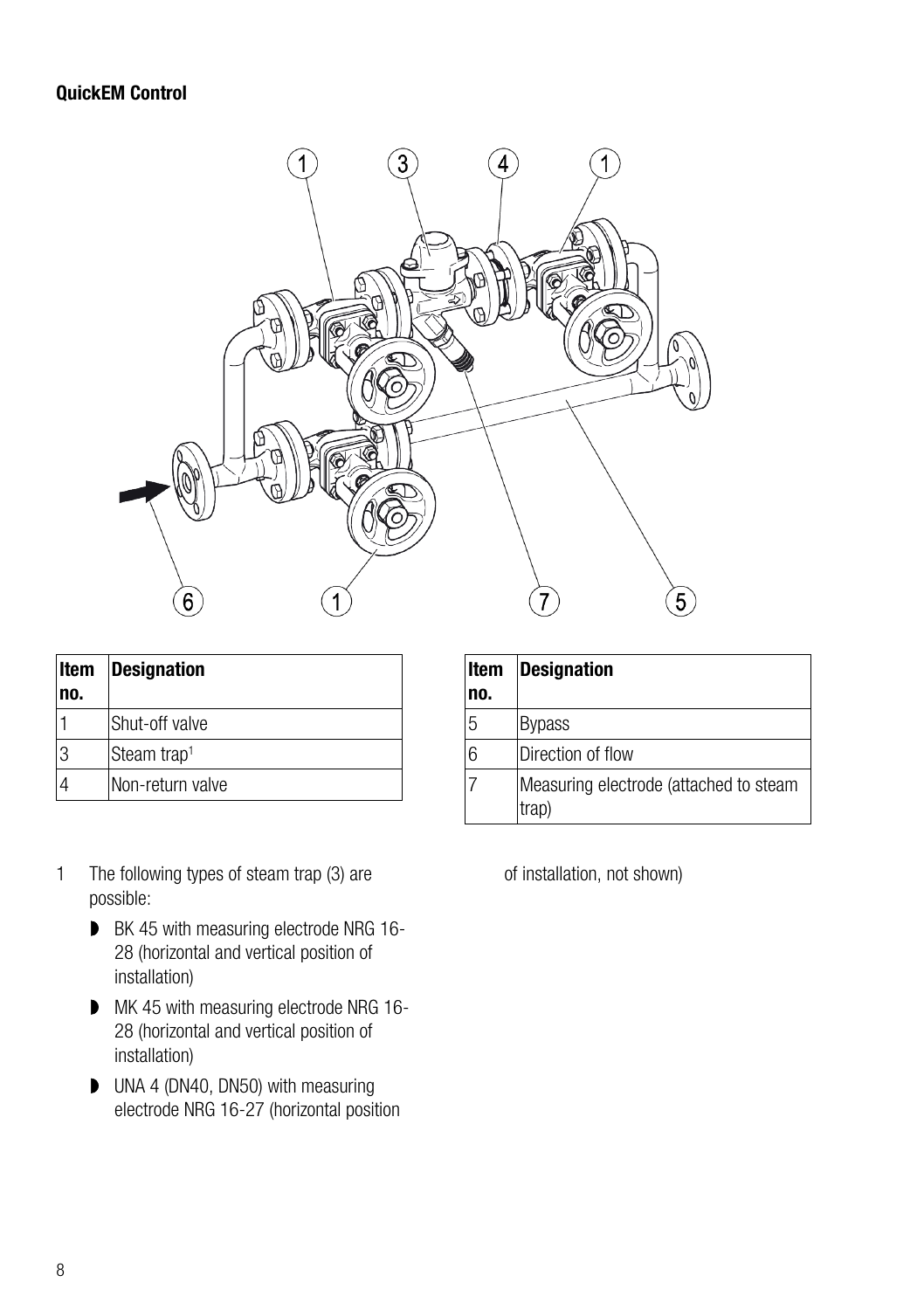**QuickEM Control**

| Item no. | Designation |
|---|---|
| 1 | Shut-off valve |
| 3 | Steam trap[1] |
| 4 | Non-return valve |
| 5 | Bypass |
| 6 | Direction of flow |
| 7 | Measuring electrode (attached to steam trap) |

1 The following types of steam trap (3) are possible:

- BK 45 with measuring electrode NRG 16-28 (horizontal and vertical position of installation)
- MK 45 with measuring electrode NRG 16-28 (horizontal and vertical position of installation)
- UNA 4 (DN40, DN50) with measuring electrode NRG 16-27 (horizontal position of installation, not shown)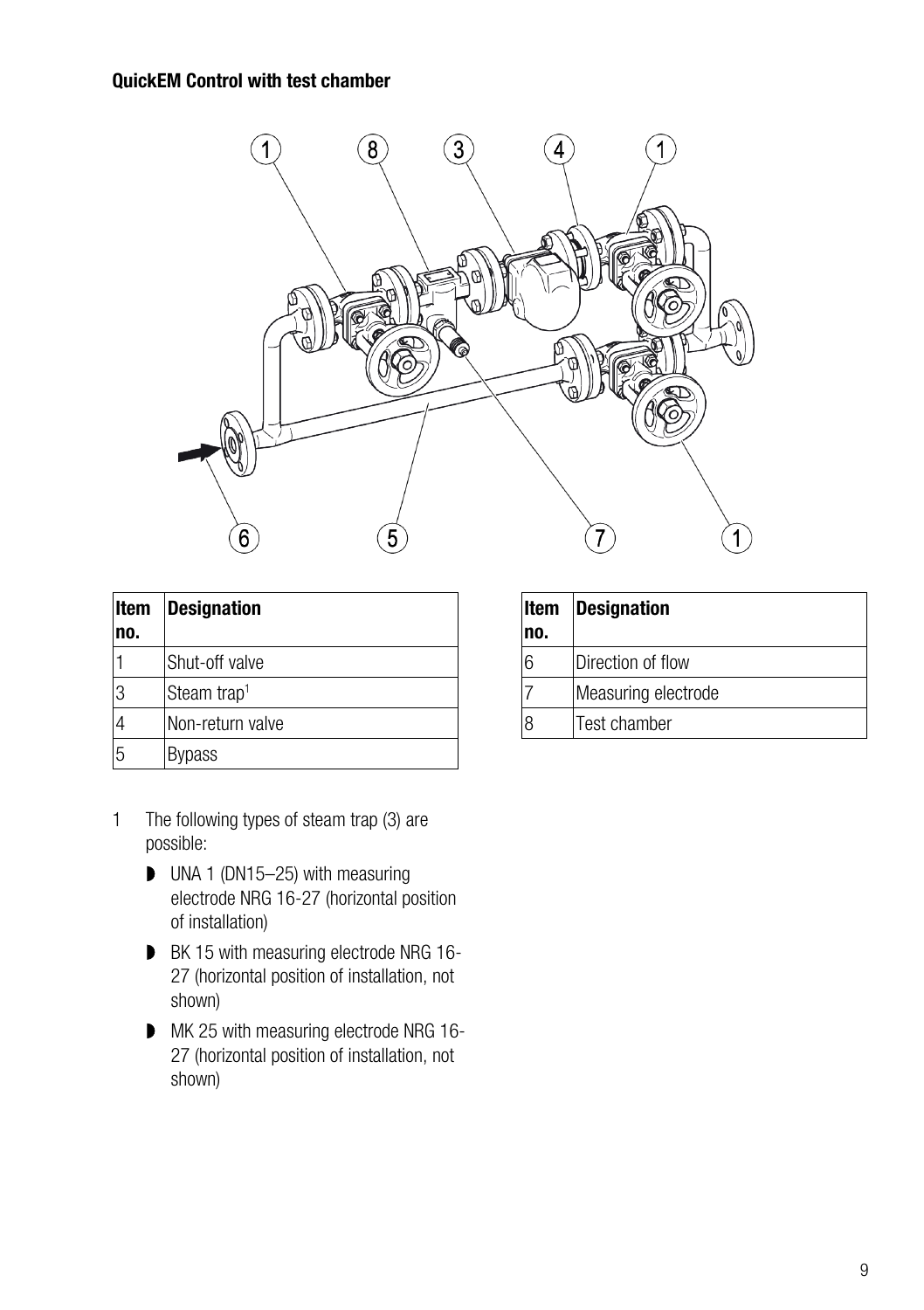### QuickEM Control with test chamber

| Item no. | Designation |
|---|---|
| 1 | Shut-off valve |
| 3 | Steam trap[1] |
| 4 | Non-return valve |
| 5 | Bypass |

| Item no. | Designation |
|---|---|
| 6 | Direction of flow |
| 7 | Measuring electrode |
| 8 | Test chamber |

1 The following types of steam trap (3) are possible:

- UNA 1 (DN15–25) with measuring electrode NRG 16-27 (horizontal position of installation)
- BK 15 with measuring electrode NRG 16-27 (horizontal position of installation, not shown)
- MK 25 with measuring electrode NRG 16-27 (horizontal position of installation, not shown)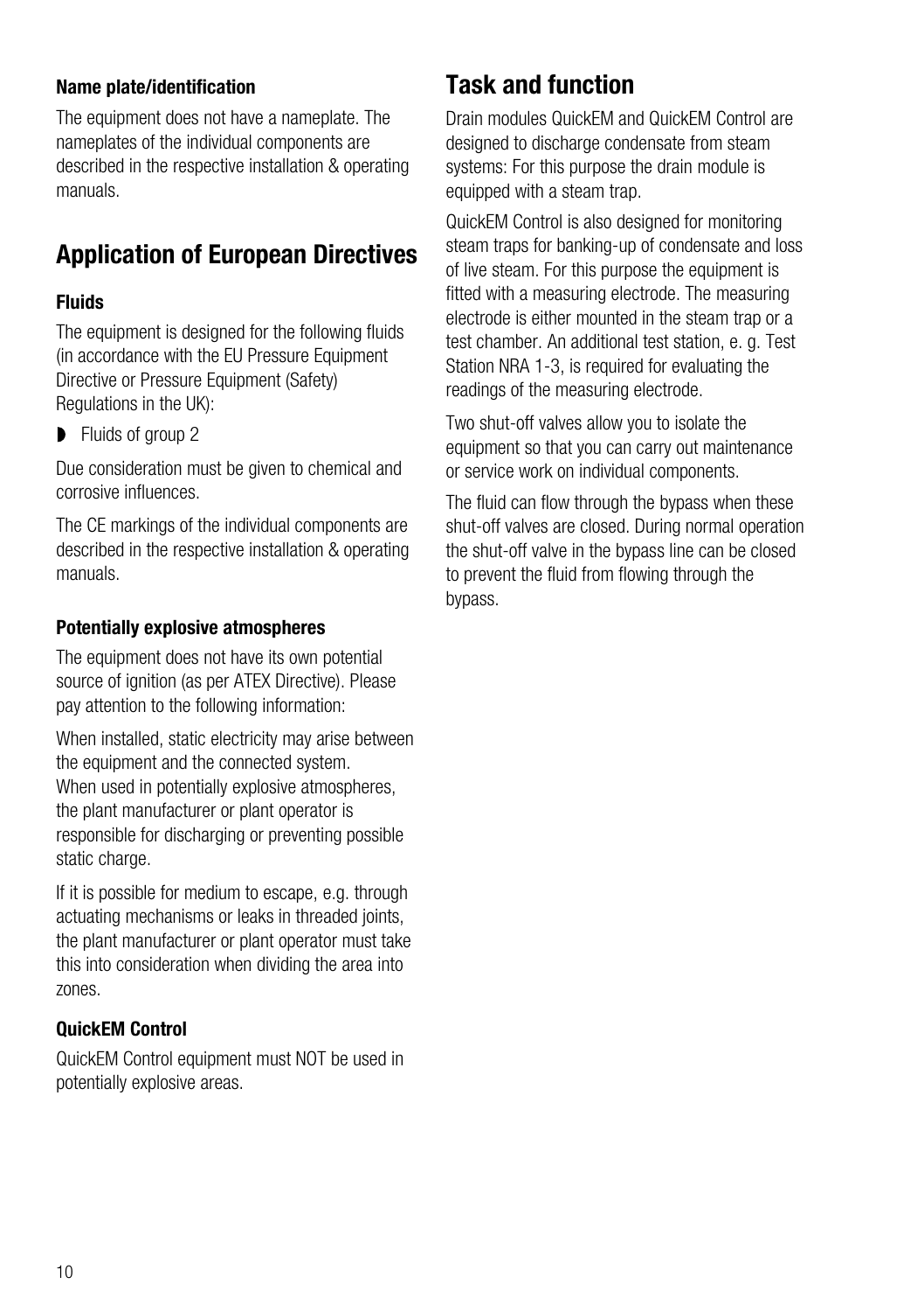### Name plate/identification

The equipment does not have a nameplate. The nameplates of the individual components are described in the respective installation & operating manuals.

## Application of European Directives

### Fluids

The equipment is designed for the following fluids (in accordance with the EU Pressure Equipment Directive or Pressure Equipment (Safety) Regulations in the UK):

- Fluids of group 2

Due consideration must be given to chemical and corrosive influences.

The CE markings of the individual components are described in the respective installation & operating manuals.

### Potentially explosive atmospheres

The equipment does not have its own potential source of ignition (as per ATEX Directive). Please pay attention to the following information:

When installed, static electricity may arise between the equipment and the connected system. When used in potentially explosive atmospheres, the plant manufacturer or plant operator is responsible for discharging or preventing possible static charge.

If it is possible for medium to escape, e.g. through actuating mechanisms or leaks in threaded joints, the plant manufacturer or plant operator must take this into consideration when dividing the area into zones.

### QuickEM Control

QuickEM Control equipment must NOT be used in potentially explosive areas.

## Task and function

Drain modules QuickEM and QuickEM Control are designed to discharge condensate from steam systems: For this purpose the drain module is equipped with a steam trap.

QuickEM Control is also designed for monitoring steam traps for banking-up of condensate and loss of live steam. For this purpose the equipment is fitted with a measuring electrode. The measuring electrode is either mounted in the steam trap or a test chamber. An additional test station, e. g. Test Station NRA 1-3, is required for evaluating the readings of the measuring electrode.

Two shut-off valves allow you to isolate the equipment so that you can carry out maintenance or service work on individual components.

The fluid can flow through the bypass when these shut-off valves are closed. During normal operation the shut-off valve in the bypass line can be closed to prevent the fluid from flowing through the bypass.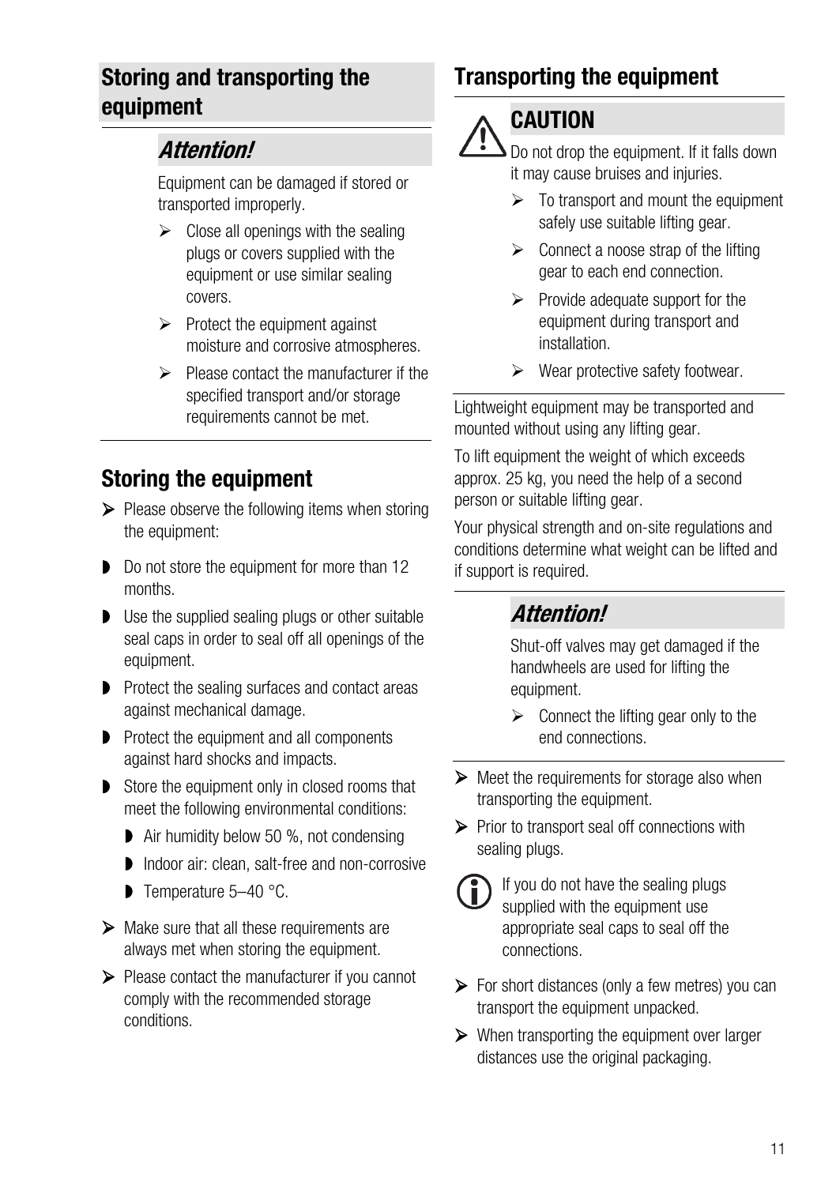## Storing and transporting the equipment

### *Attention!*

Equipment can be damaged if stored or transported improperly.

- Close all openings with the sealing plugs or covers supplied with the equipment or use similar sealing covers.
- Protect the equipment against moisture and corrosive atmospheres.
- Please contact the manufacturer if the specified transport and/or storage requirements cannot be met.

## Storing the equipment

- Please observe the following items when storing the equipment:

- Do not store the equipment for more than 12 months.
- Use the supplied sealing plugs or other suitable seal caps in order to seal off all openings of the equipment.
- Protect the sealing surfaces and contact areas against mechanical damage.
- Protect the equipment and all components against hard shocks and impacts.
- Store the equipment only in closed rooms that meet the following environmental conditions:
  - Air humidity below 50 %, not condensing
  - Indoor air: clean, salt-free and non-corrosive
  - Temperature 5–40 °C.

- Make sure that all these requirements are always met when storing the equipment.
- Please contact the manufacturer if you cannot comply with the recommended storage conditions.

## Transporting the equipment

### CAUTION

Do not drop the equipment. If it falls down it may cause bruises and injuries.

- To transport and mount the equipment safely use suitable lifting gear.
- Connect a noose strap of the lifting gear to each end connection.
- Provide adequate support for the equipment during transport and installation.
- Wear protective safety footwear.

Lightweight equipment may be transported and mounted without using any lifting gear.

To lift equipment the weight of which exceeds approx. 25 kg, you need the help of a second person or suitable lifting gear.

Your physical strength and on-site regulations and conditions determine what weight can be lifted and if support is required.

### *Attention!*

Shut-off valves may get damaged if the handwheels are used for lifting the equipment.

- Connect the lifting gear only to the end connections.

- Meet the requirements for storage also when transporting the equipment.
- Prior to transport seal off connections with sealing plugs.

If you do not have the sealing plugs supplied with the equipment use appropriate seal caps to seal off the connections.

- For short distances (only a few metres) you can transport the equipment unpacked.
- When transporting the equipment over larger distances use the original packaging.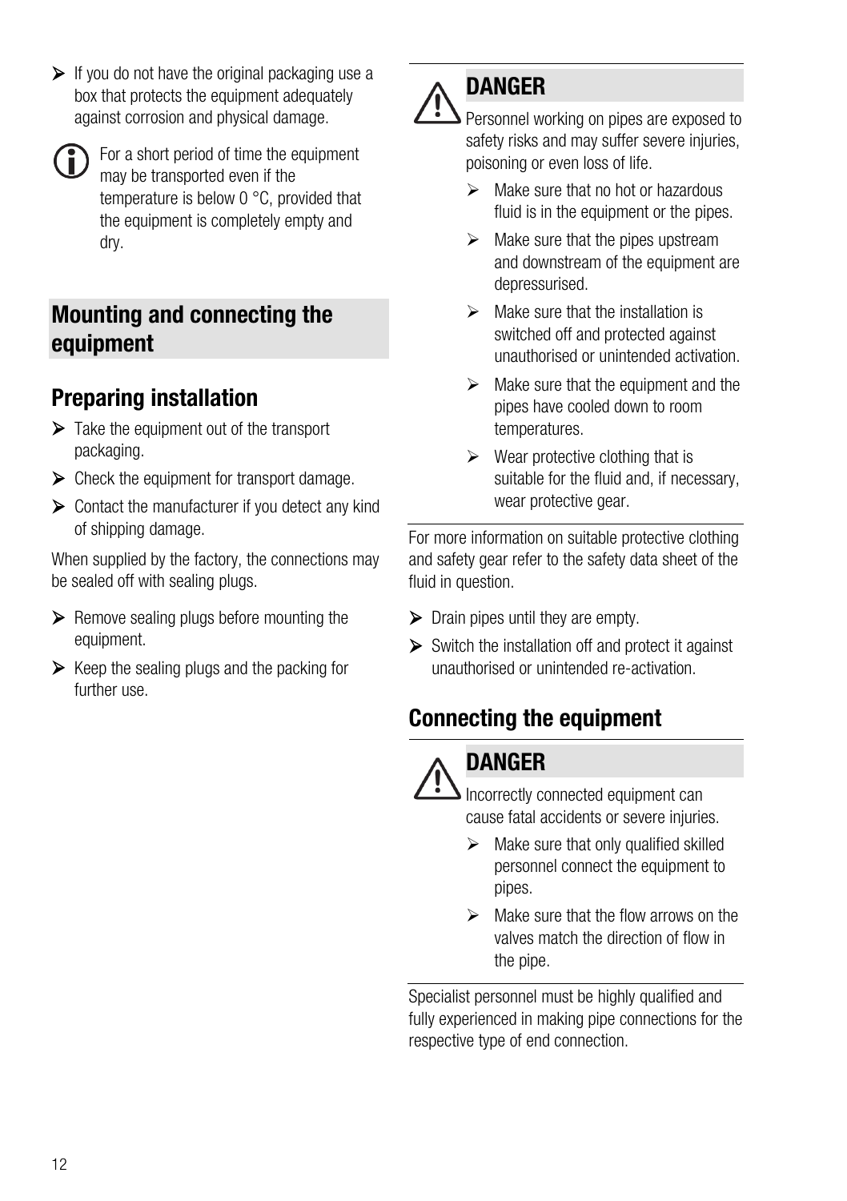- If you do not have the original packaging use a box that protects the equipment adequately against corrosion and physical damage.

For a short period of time the equipment may be transported even if the temperature is below 0 °C, provided that the equipment is completely empty and dry.

# Mounting and connecting the equipment

## Preparing installation

- Take the equipment out of the transport packaging.
- Check the equipment for transport damage.
- Contact the manufacturer if you detect any kind of shipping damage.

When supplied by the factory, the connections may be sealed off with sealing plugs.

- Remove sealing plugs before mounting the equipment.
- Keep the sealing plugs and the packing for further use.

**DANGER**

Personnel working on pipes are exposed to safety risks and may suffer severe injuries, poisoning or even loss of life.

- Make sure that no hot or hazardous fluid is in the equipment or the pipes.
- Make sure that the pipes upstream and downstream of the equipment are depressurised.
- Make sure that the installation is switched off and protected against unauthorised or unintended activation.
- Make sure that the equipment and the pipes have cooled down to room temperatures.
- Wear protective clothing that is suitable for the fluid and, if necessary, wear protective gear.

For more information on suitable protective clothing and safety gear refer to the safety data sheet of the fluid in question.

- Drain pipes until they are empty.
- Switch the installation off and protect it against unauthorised or unintended re-activation.

## Connecting the equipment

**DANGER**

Incorrectly connected equipment can cause fatal accidents or severe injuries.

- Make sure that only qualified skilled personnel connect the equipment to pipes.
- Make sure that the flow arrows on the valves match the direction of flow in the pipe.

Specialist personnel must be highly qualified and fully experienced in making pipe connections for the respective type of end connection.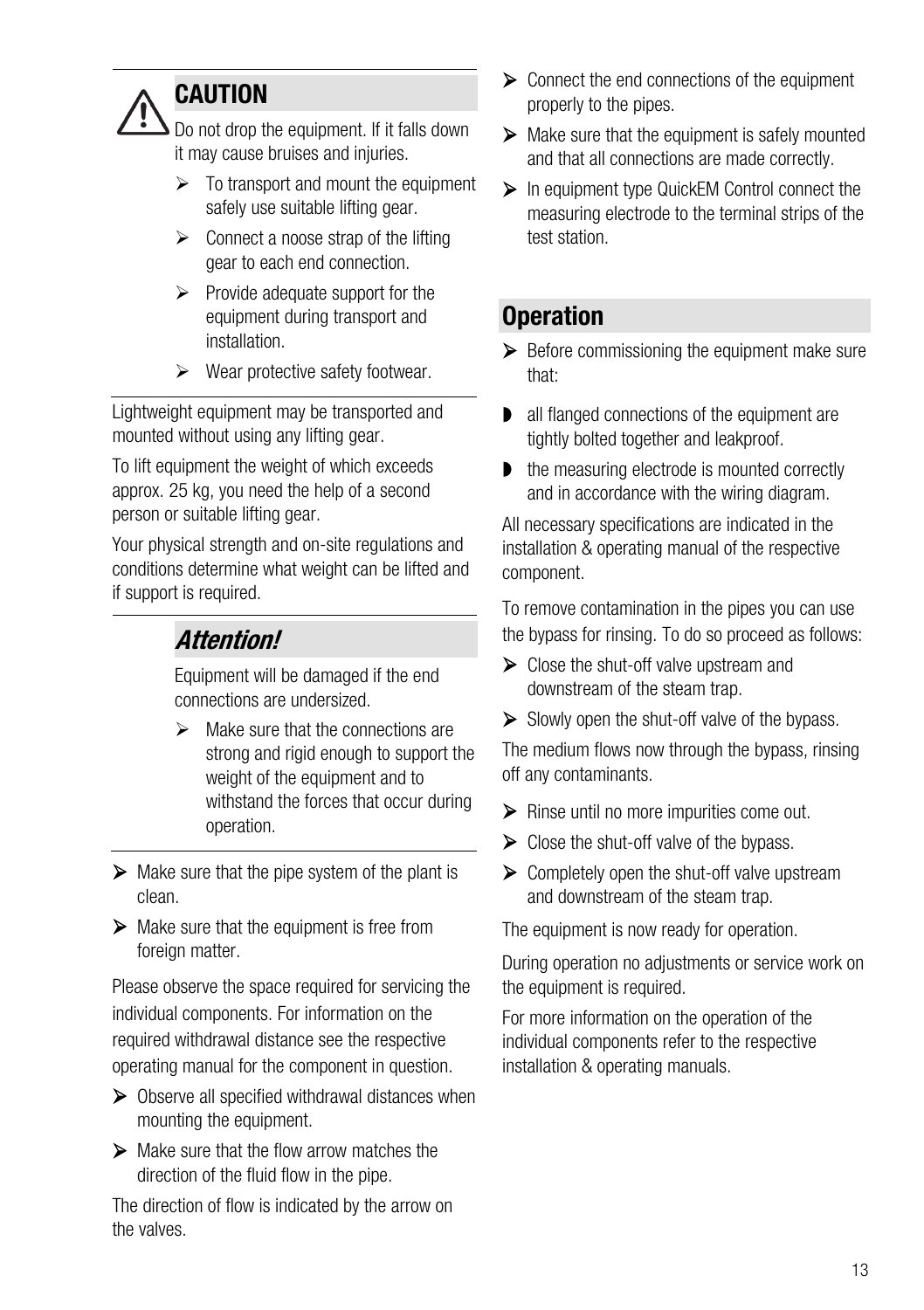## CAUTION

Do not drop the equipment. If it falls down it may cause bruises and injuries.

- To transport and mount the equipment safely use suitable lifting gear.
- Connect a noose strap of the lifting gear to each end connection.
- Provide adequate support for the equipment during transport and installation.
- Wear protective safety footwear.

Lightweight equipment may be transported and mounted without using any lifting gear.

To lift equipment the weight of which exceeds approx. 25 kg, you need the help of a second person or suitable lifting gear.

Your physical strength and on-site regulations and conditions determine what weight can be lifted and if support is required.

## *Attention!*

Equipment will be damaged if the end connections are undersized.

- Make sure that the connections are strong and rigid enough to support the weight of the equipment and to withstand the forces that occur during operation.

- Make sure that the pipe system of the plant is clean.
- Make sure that the equipment is free from foreign matter.

Please observe the space required for servicing the individual components. For information on the required withdrawal distance see the respective operating manual for the component in question.

- Observe all specified withdrawal distances when mounting the equipment.
- Make sure that the flow arrow matches the direction of the fluid flow in the pipe.

The direction of flow is indicated by the arrow on the valves.

- Connect the end connections of the equipment properly to the pipes.
- Make sure that the equipment is safely mounted and that all connections are made correctly.
- In equipment type QuickEM Control connect the measuring electrode to the terminal strips of the test station.

## Operation

- Before commissioning the equipment make sure that:

- all flanged connections of the equipment are tightly bolted together and leakproof.
- the measuring electrode is mounted correctly and in accordance with the wiring diagram.

All necessary specifications are indicated in the installation & operating manual of the respective component.

To remove contamination in the pipes you can use the bypass for rinsing. To do so proceed as follows:

- Close the shut-off valve upstream and downstream of the steam trap.
- Slowly open the shut-off valve of the bypass.

The medium flows now through the bypass, rinsing off any contaminants.

- Rinse until no more impurities come out.
- Close the shut-off valve of the bypass.
- Completely open the shut-off valve upstream and downstream of the steam trap.

The equipment is now ready for operation.

During operation no adjustments or service work on the equipment is required.

For more information on the operation of the individual components refer to the respective installation & operating manuals.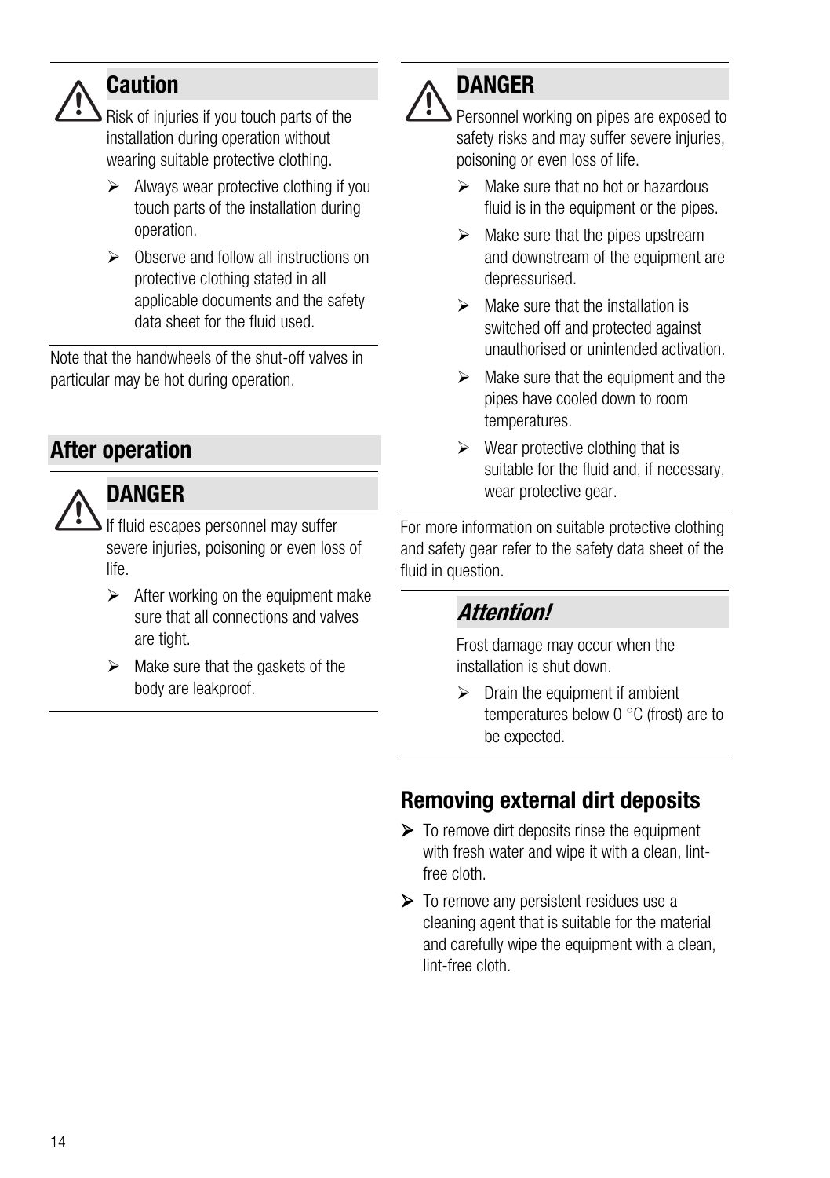### Caution

Risk of injuries if you touch parts of the installation during operation without wearing suitable protective clothing.

- Always wear protective clothing if you touch parts of the installation during operation.
- Observe and follow all instructions on protective clothing stated in all applicable documents and the safety data sheet for the fluid used.

Note that the handwheels of the shut-off valves in particular may be hot during operation.

## After operation

### DANGER

If fluid escapes personnel may suffer severe injuries, poisoning or even loss of life.

- After working on the equipment make sure that all connections and valves are tight.
- Make sure that the gaskets of the body are leakproof.

### DANGER

Personnel working on pipes are exposed to safety risks and may suffer severe injuries, poisoning or even loss of life.

- Make sure that no hot or hazardous fluid is in the equipment or the pipes.
- Make sure that the pipes upstream and downstream of the equipment are depressurised.
- Make sure that the installation is switched off and protected against unauthorised or unintended activation.
- Make sure that the equipment and the pipes have cooled down to room temperatures.
- Wear protective clothing that is suitable for the fluid and, if necessary, wear protective gear.

For more information on suitable protective clothing and safety gear refer to the safety data sheet of the fluid in question.

### *Attention!*

Frost damage may occur when the installation is shut down.

- Drain the equipment if ambient temperatures below 0 °C (frost) are to be expected.

## Removing external dirt deposits

- To remove dirt deposits rinse the equipment with fresh water and wipe it with a clean, lint-free cloth.
- To remove any persistent residues use a cleaning agent that is suitable for the material and carefully wipe the equipment with a clean, lint-free cloth.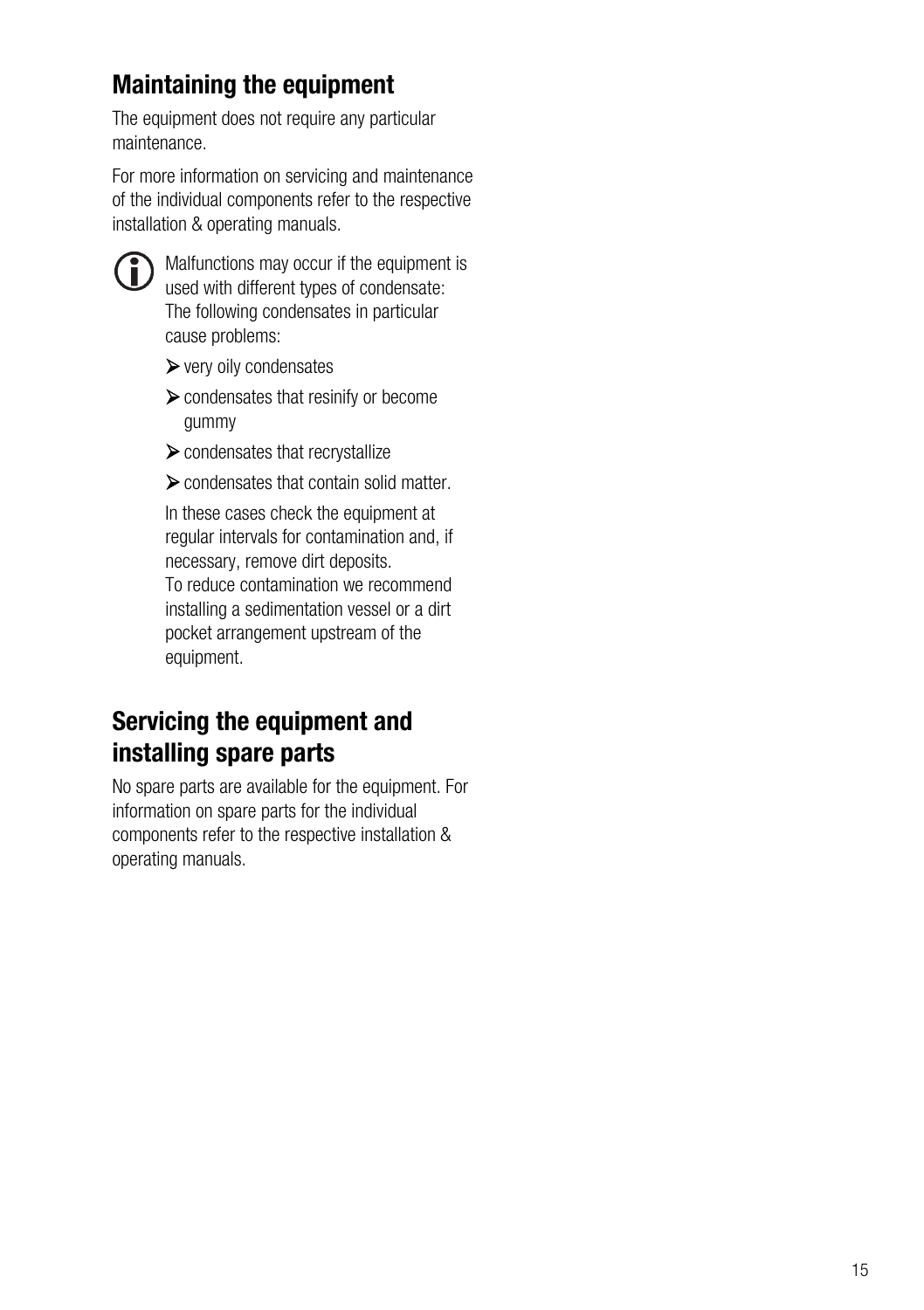## Maintaining the equipment

The equipment does not require any particular maintenance.

For more information on servicing and maintenance of the individual components refer to the respective installation & operating manuals.

Malfunctions may occur if the equipment is used with different types of condensate: The following condensates in particular cause problems:

- very oily condensates
- condensates that resinify or become gummy
- condensates that recrystallize
- condensates that contain solid matter.

In these cases check the equipment at regular intervals for contamination and, if necessary, remove dirt deposits.
To reduce contamination we recommend installing a sedimentation vessel or a dirt pocket arrangement upstream of the equipment.

## Servicing the equipment and installing spare parts

No spare parts are available for the equipment. For information on spare parts for the individual components refer to the respective installation & operating manuals.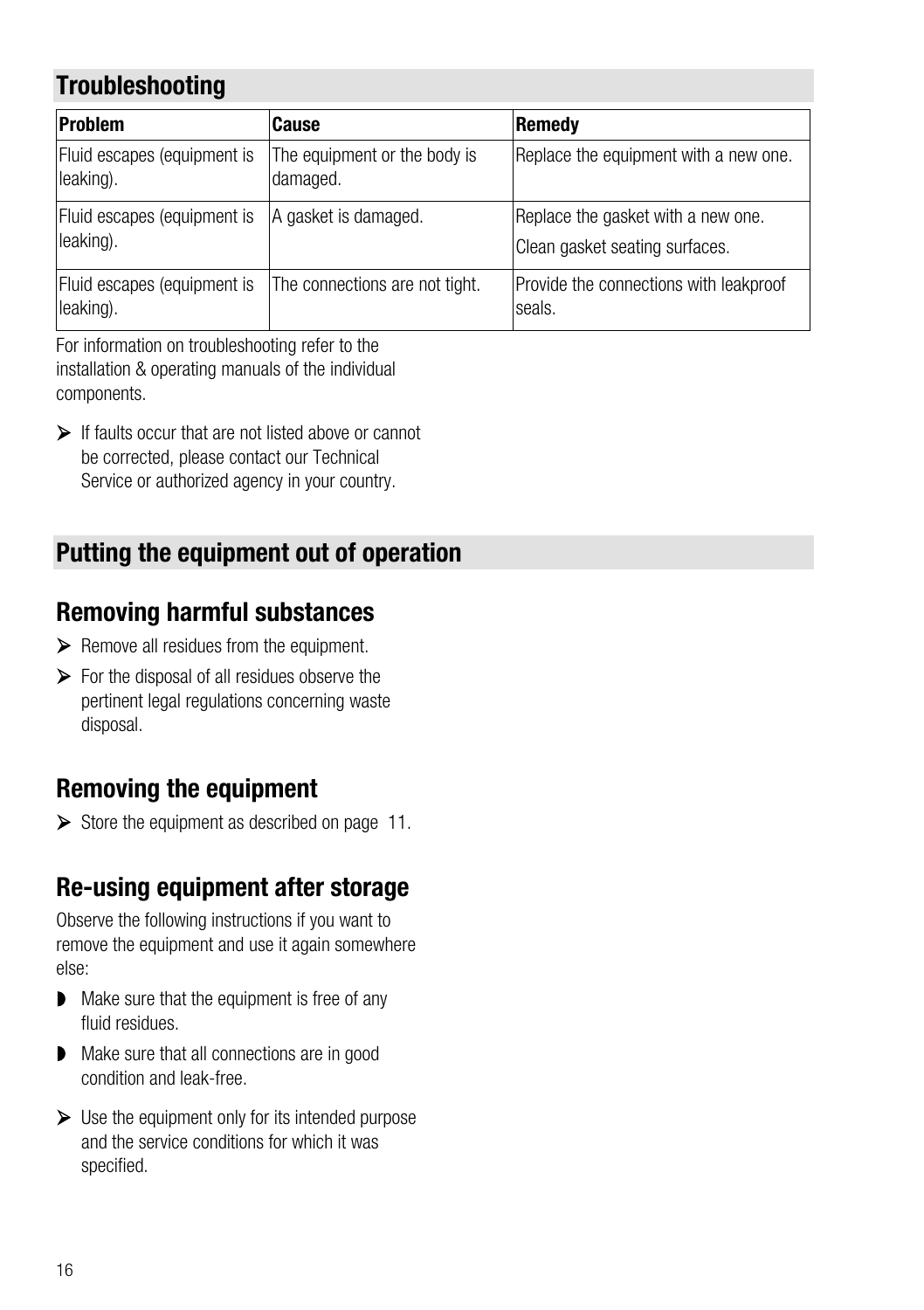## Troubleshooting

| Problem | Cause | Remedy |
|---|---|---|
| Fluid escapes (equipment is leaking). | The equipment or the body is damaged. | Replace the equipment with a new one. |
| Fluid escapes (equipment is leaking). | A gasket is damaged. | Replace the gasket with a new one.<br>Clean gasket seating surfaces. |
| Fluid escapes (equipment is leaking). | The connections are not tight. | Provide the connections with leakproof seals. |

For information on troubleshooting refer to the installation & operating manuals of the individual components.

➢ If faults occur that are not listed above or cannot be corrected, please contact our Technical Service or authorized agency in your country.

## Putting the equipment out of operation

### Removing harmful substances

➢ Remove all residues from the equipment.

➢ For the disposal of all residues observe the pertinent legal regulations concerning waste disposal.

### Removing the equipment

➢ Store the equipment as described on page 11.

### Re-using equipment after storage

Observe the following instructions if you want to remove the equipment and use it again somewhere else:

- Make sure that the equipment is free of any fluid residues.
- Make sure that all connections are in good condition and leak-free.

➢ Use the equipment only for its intended purpose and the service conditions for which it was specified.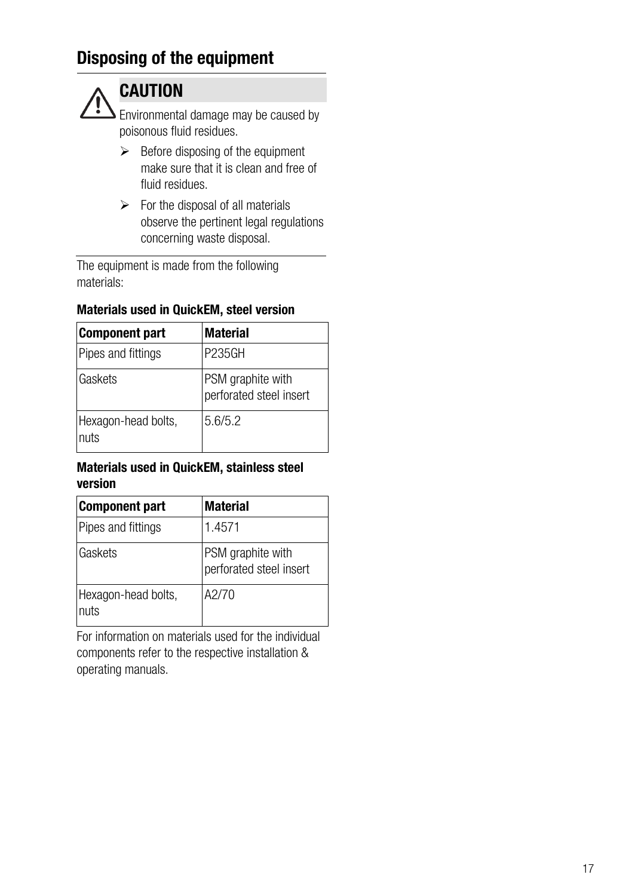## Disposing of the equipment

**CAUTION**

Environmental damage may be caused by poisonous fluid residues.

- Before disposing of the equipment make sure that it is clean and free of fluid residues.
- For the disposal of all materials observe the pertinent legal regulations concerning waste disposal.

The equipment is made from the following materials:

**Materials used in QuickEM, steel version**

| Component part | Material |
|---|---|
| Pipes and fittings | P235GH |
| Gaskets | PSM graphite with perforated steel insert |
| Hexagon-head bolts, nuts | 5.6/5.2 |

**Materials used in QuickEM, stainless steel version**

| Component part | Material |
|---|---|
| Pipes and fittings | 1.4571 |
| Gaskets | PSM graphite with perforated steel insert |
| Hexagon-head bolts, nuts | A2/70 |

For information on materials used for the individual components refer to the respective installation & operating manuals.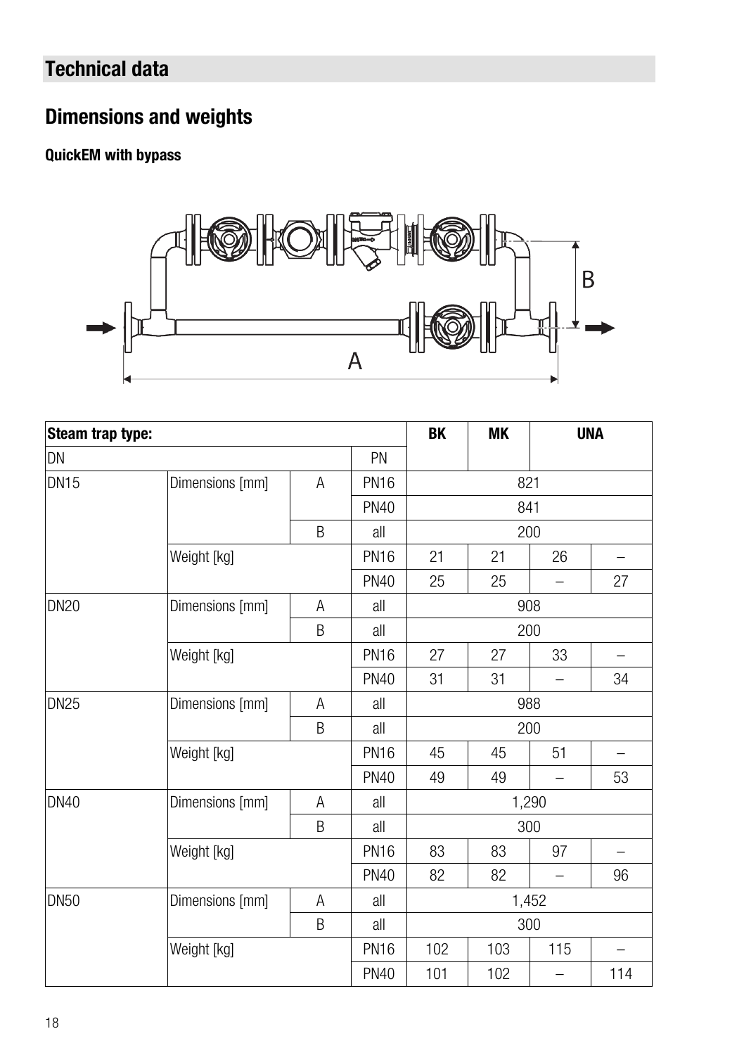## Technical data

## Dimensions and weights

**QuickEM with bypass**

| Steam trap type: | | | | BK | MK | UNA | |
|---|---|---|---|---|---|---|---|
| DN | | | PN | | | | |
| DN15 | Dimensions [mm] | A | PN16 | 821 | | | |
| | | | PN40 | 841 | | | |
| | | B | all | 200 | | | |
| | Weight [kg] | | PN16 | 21 | 21 | 26 | – |
| | | | PN40 | 25 | 25 | – | 27 |
| DN20 | Dimensions [mm] | A | all | 908 | | | |
| | | B | all | 200 | | | |
| | Weight [kg] | | PN16 | 27 | 27 | 33 | – |
| | | | PN40 | 31 | 31 | – | 34 |
| DN25 | Dimensions [mm] | A | all | 988 | | | |
| | | B | all | 200 | | | |
| | Weight [kg] | | PN16 | 45 | 45 | 51 | – |
| | | | PN40 | 49 | 49 | – | 53 |
| DN40 | Dimensions [mm] | A | all | 1,290 | | | |
| | | B | all | 300 | | | |
| | Weight [kg] | | PN16 | 83 | 83 | 97 | – |
| | | | PN40 | 82 | 82 | – | 96 |
| DN50 | Dimensions [mm] | A | all | 1,452 | | | |
| | | B | all | 300 | | | |
| | Weight [kg] | | PN16 | 102 | 103 | 115 | – |
| | | | PN40 | 101 | 102 | – | 114 |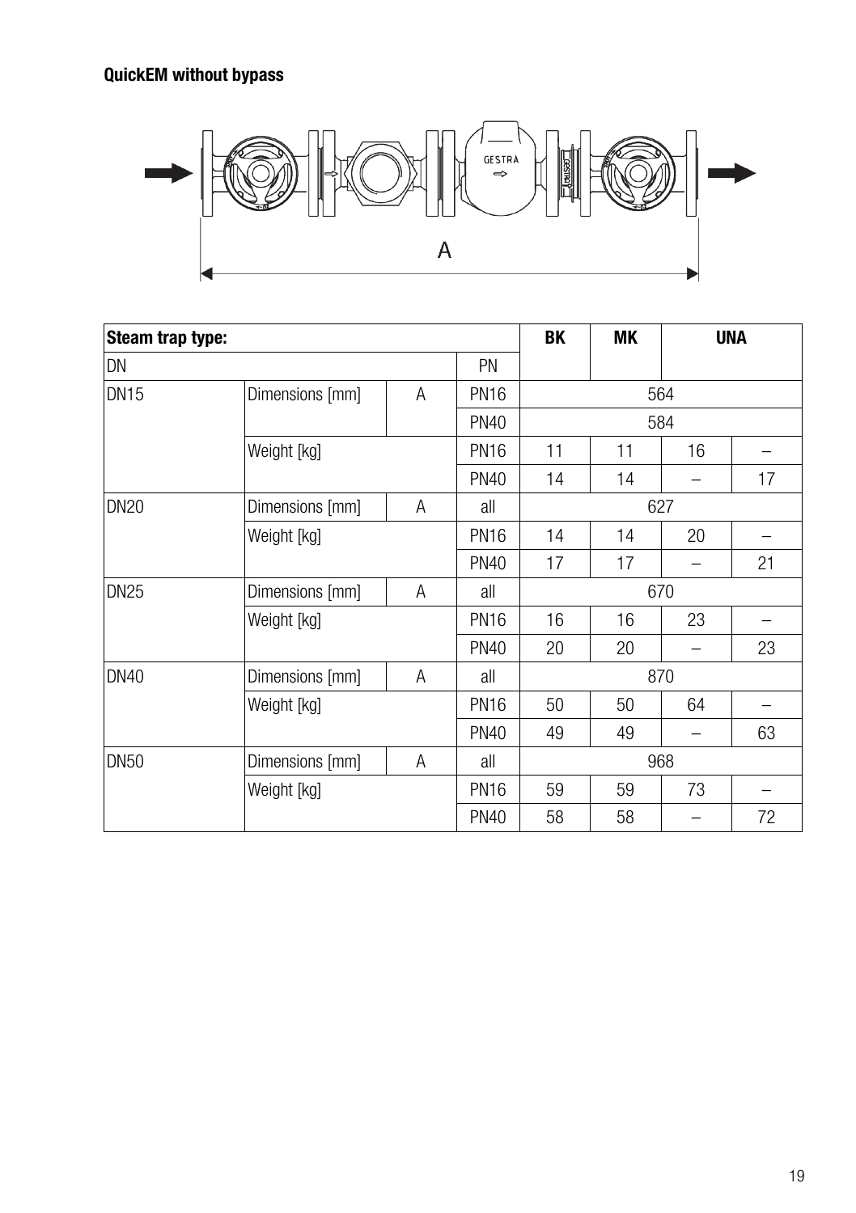**QuickEM without bypass**

A

| Steam trap type: | | | | BK | MK | UNA | |
|---|---|---|---|---|---|---|---|
| DN | | | PN | | | | |
| DN15 | Dimensions [mm] | A | PN16 | 564 | | | |
| | | | PN40 | 584 | | | |
| | Weight [kg] | | PN16 | 11 | 11 | 16 | – |
| | | | PN40 | 14 | 14 | – | 17 |
| DN20 | Dimensions [mm] | A | all | 627 | | | |
| | Weight [kg] | | PN16 | 14 | 14 | 20 | – |
| | | | PN40 | 17 | 17 | – | 21 |
| DN25 | Dimensions [mm] | A | all | 670 | | | |
| | Weight [kg] | | PN16 | 16 | 16 | 23 | – |
| | | | PN40 | 20 | 20 | – | 23 |
| DN40 | Dimensions [mm] | A | all | 870 | | | |
| | Weight [kg] | | PN16 | 50 | 50 | 64 | – |
| | | | PN40 | 49 | 49 | – | 63 |
| DN50 | Dimensions [mm] | A | all | 968 | | | |
| | Weight [kg] | | PN16 | 59 | 59 | 73 | – |
| | | | PN40 | 58 | 58 | – | 72 |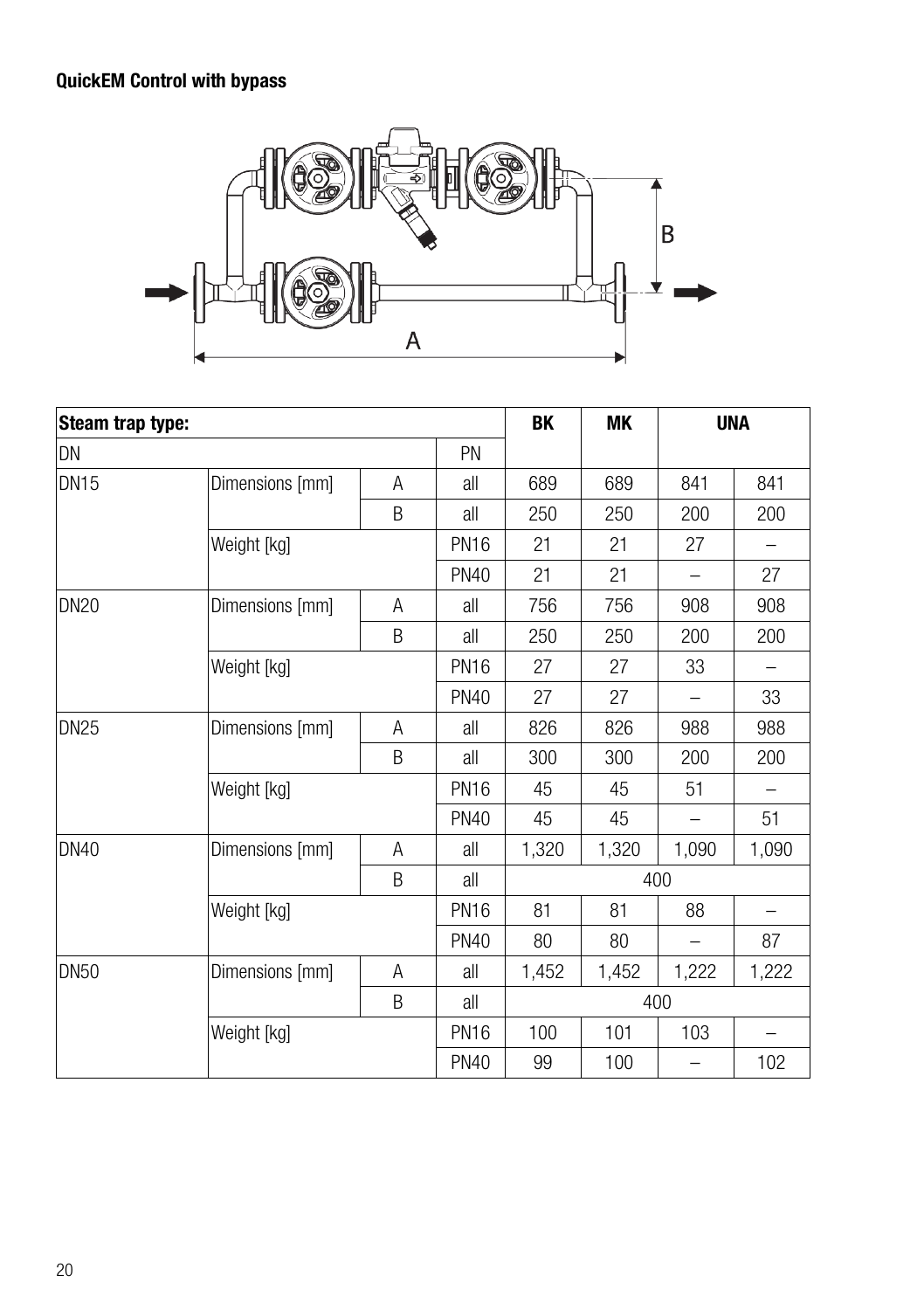**QuickEM Control with bypass**

| Steam trap type: | | | | BK | MK | UNA | |
|---|---|---|---|---|---|---|---|
| DN | | | PN | | | | |
| DN15 | Dimensions [mm] | A | all | 689 | 689 | 841 | 841 |
| | | B | all | 250 | 250 | 200 | 200 |
| | Weight [kg] | | PN16 | 21 | 21 | 27 | – |
| | | | PN40 | 21 | 21 | – | 27 |
| DN20 | Dimensions [mm] | A | all | 756 | 756 | 908 | 908 |
| | | B | all | 250 | 250 | 200 | 200 |
| | Weight [kg] | | PN16 | 27 | 27 | 33 | – |
| | | | PN40 | 27 | 27 | – | 33 |
| DN25 | Dimensions [mm] | A | all | 826 | 826 | 988 | 988 |
| | | B | all | 300 | 300 | 200 | 200 |
| | Weight [kg] | | PN16 | 45 | 45 | 51 | – |
| | | | PN40 | 45 | 45 | – | 51 |
| DN40 | Dimensions [mm] | A | all | 1,320 | 1,320 | 1,090 | 1,090 |
| | | B | all | 400 | | | |
| | Weight [kg] | | PN16 | 81 | 81 | 88 | – |
| | | | PN40 | 80 | 80 | – | 87 |
| DN50 | Dimensions [mm] | A | all | 1,452 | 1,452 | 1,222 | 1,222 |
| | | B | all | 400 | | | |
| | Weight [kg] | | PN16 | 100 | 101 | 103 | – |
| | | | PN40 | 99 | 100 | – | 102 |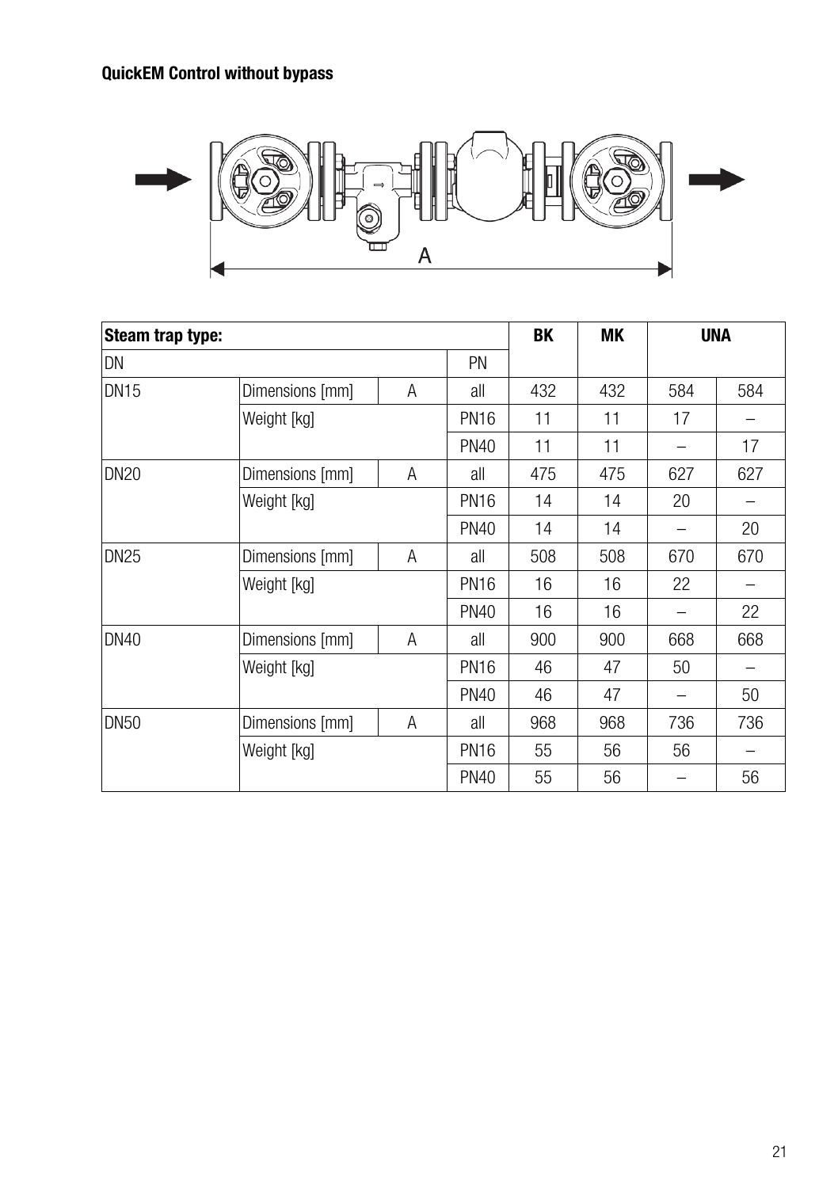**QuickEM Control without bypass**

| Steam trap type: | | | | BK | MK | UNA | |
|---|---|---|---|---|---|---|---|
| DN | | | PN | | | | |
| DN15 | Dimensions [mm] | A | all | 432 | 432 | 584 | 584 |
| | Weight [kg] | | PN16 | 11 | 11 | 17 | – |
| | | | PN40 | 11 | 11 | – | 17 |
| DN20 | Dimensions [mm] | A | all | 475 | 475 | 627 | 627 |
| | Weight [kg] | | PN16 | 14 | 14 | 20 | – |
| | | | PN40 | 14 | 14 | – | 20 |
| DN25 | Dimensions [mm] | A | all | 508 | 508 | 670 | 670 |
| | Weight [kg] | | PN16 | 16 | 16 | 22 | – |
| | | | PN40 | 16 | 16 | – | 22 |
| DN40 | Dimensions [mm] | A | all | 900 | 900 | 668 | 668 |
| | Weight [kg] | | PN16 | 46 | 47 | 50 | – |
| | | | PN40 | 46 | 47 | – | 50 |
| DN50 | Dimensions [mm] | A | all | 968 | 968 | 736 | 736 |
| | Weight [kg] | | PN16 | 55 | 56 | 56 | – |
| | | | PN40 | 55 | 56 | – | 56 |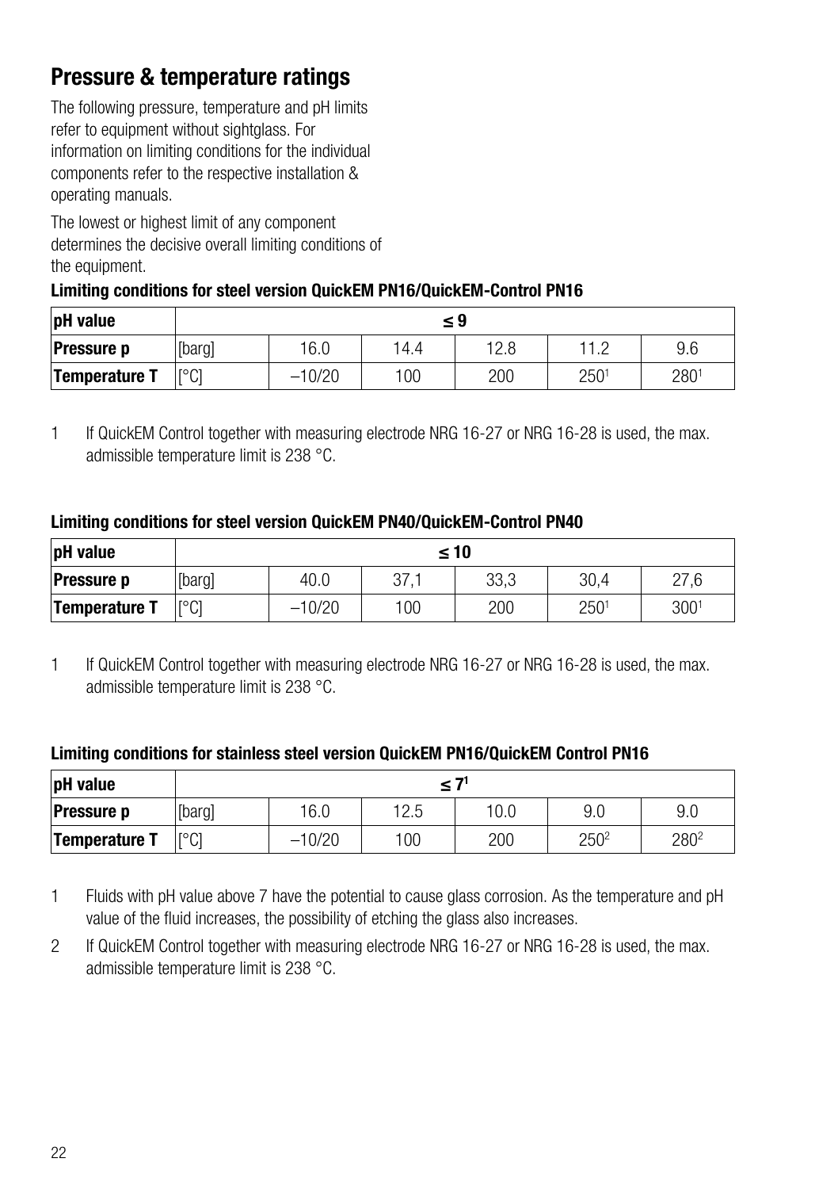## Pressure & temperature ratings

The following pressure, temperature and pH limits refer to equipment without sightglass. For information on limiting conditions for the individual components refer to the respective installation & operating manuals.

The lowest or highest limit of any component determines the decisive overall limiting conditions of the equipment.

**Limiting conditions for steel version QuickEM PN16/QuickEM-Control PN16**

| **pH value** | ≤ 9 | | | | | |
|---|---|---|---|---|---|---|
| **Pressure p** | [barg] | 16.0 | 14.4 | 12.8 | 11.2 | 9.6 |
| **Temperature T** | [°C] | –10/20 | 100 | 200 | 250[1] | 280[1] |

1 If QuickEM Control together with measuring electrode NRG 16-27 or NRG 16-28 is used, the max. admissible temperature limit is 238 °C.

**Limiting conditions for steel version QuickEM PN40/QuickEM-Control PN40**

| **pH value** | ≤ 10 | | | | | |
|---|---|---|---|---|---|---|
| **Pressure p** | [barg] | 40.0 | 37,1 | 33,3 | 30,4 | 27,6 |
| **Temperature T** | [°C] | –10/20 | 100 | 200 | 250[1] | 300[1] |

1 If QuickEM Control together with measuring electrode NRG 16-27 or NRG 16-28 is used, the max. admissible temperature limit is 238 °C.

**Limiting conditions for stainless steel version QuickEM PN16/QuickEM Control PN16**

| **pH value** | ≤ 7[1] | | | | | |
|---|---|---|---|---|---|---|
| **Pressure p** | [barg] | 16.0 | 12.5 | 10.0 | 9.0 | 9.0 |
| **Temperature T** | [°C] | –10/20 | 100 | 200 | 250[2] | 280[2] |

1 Fluids with pH value above 7 have the potential to cause glass corrosion. As the temperature and pH value of the fluid increases, the possibility of etching the glass also increases.

2 If QuickEM Control together with measuring electrode NRG 16-27 or NRG 16-28 is used, the max. admissible temperature limit is 238 °C.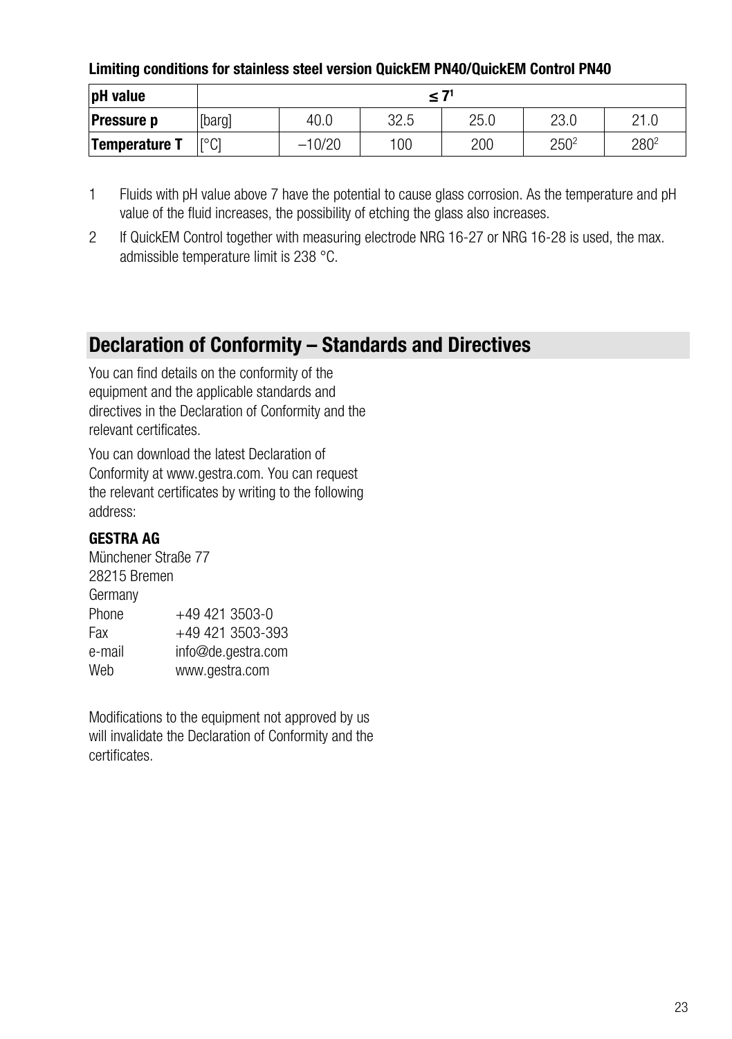**Limiting conditions for stainless steel version QuickEM PN40/QuickEM Control PN40**

| **pH value** | ≤ 7[1] | | | | | |
|---|---|---|---|---|---|---|
| **Pressure p** | [barg] | 40.0 | 32.5 | 25.0 | 23.0 | 21.0 |
| **Temperature T** | [°C] | –10/20 | 100 | 200 | 250[2] | 280[2] |

1 Fluids with pH value above 7 have the potential to cause glass corrosion. As the temperature and pH value of the fluid increases, the possibility of etching the glass also increases.

2 If QuickEM Control together with measuring electrode NRG 16-27 or NRG 16-28 is used, the max. admissible temperature limit is 238 °C.

## Declaration of Conformity – Standards and Directives

You can find details on the conformity of the equipment and the applicable standards and directives in the Declaration of Conformity and the relevant certificates.

You can download the latest Declaration of Conformity at www.gestra.com. You can request the relevant certificates by writing to the following address:

**GESTRA AG**
Münchener Straße 77
28215 Bremen
Germany
Phone +49 421 3503-0
Fax +49 421 3503-393
e-mail info@de.gestra.com
Web www.gestra.com

Modifications to the equipment not approved by us will invalidate the Declaration of Conformity and the certificates.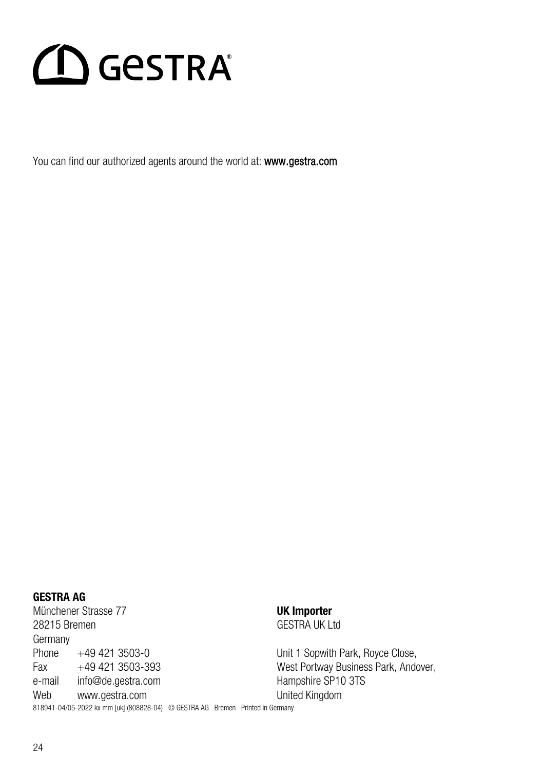GESTRA

You can find our authorized agents around the world at: **www.gestra.com**

**GESTRA AG**

Münchener Strasse 77
28215 Bremen
Germany
Phone +49 421 3503-0
Fax +49 421 3503-393
e-mail info@de.gestra.com
Web www.gestra.com

**UK Importer**
GESTRA UK Ltd

Unit 1 Sopwith Park, Royce Close,
West Portway Business Park, Andover,
Hampshire SP10 3TS
United Kingdom

818941-04/05-2022 kx mm [uk] (808828-04) © GESTRA AG Bremen Printed in Germany